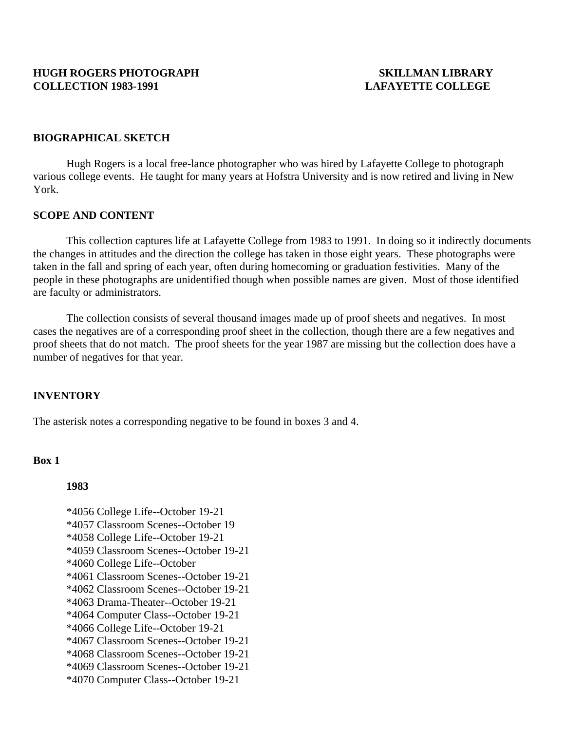**HUGH ROGERS PHOTOGRAPH COLLECTION 1983-1991**

**SKILLMAN LIBRARY LAFAYETTE COLLEGE**

## BIOGRAPHICAL SKETCH

Hugh Rogers is a local free-lance photographer who was hired by Lafayette College to photograph various college events. He taught for many years at Hofstra University and is now retired and living in New York.

## SCOPE AND CONTENT

This collection captures life at Lafayette College from 1983 to 1991. In doing so it indirectly documents the changes in attitudes and the direction the college has taken in those eight years. These photographs were taken in the fall and spring of each year, often during homecoming or graduation festivities. Many of the people in these photographs are unidentified though when possible names are given. Most of those identified are faculty or administrators.

The collection consists of several thousand images made up of proof sheets and negatives. In most cases the negatives are of a corresponding proof sheet in the collection, though there are a few negatives and proof sheets that do not match. The proof sheets for the year 1987 are missing but the collection does have a number of negatives for that year.

## INVENTORY

The asterisk notes a corresponding negative to be found in boxes 3 and 4.

### Box 1

#### 1983

*4056 College Life--October 19-21
*4057 Classroom Scenes--October 19
*4058 College Life--October 19-21
*4059 Classroom Scenes--October 19-21
*4060 College Life--October
*4061 Classroom Scenes--October 19-21
*4062 Classroom Scenes--October 19-21
*4063 Drama-Theater--October 19-21
*4064 Computer Class--October 19-21
*4066 College Life--October 19-21
*4067 Classroom Scenes--October 19-21
*4068 Classroom Scenes--October 19-21
*4069 Classroom Scenes--October 19-21
*4070 Computer Class--October 19-21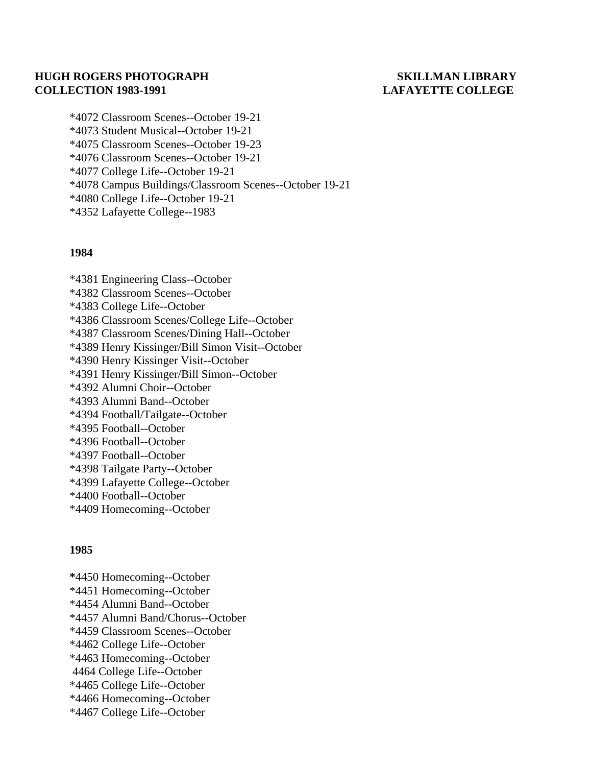*4072 Classroom Scenes--October 19-21
*4073 Student Musical--October 19-21
*4075 Classroom Scenes--October 19-23
*4076 Classroom Scenes--October 19-21
*4077 College Life--October 19-21
*4078 Campus Buildings/Classroom Scenes--October 19-21
*4080 College Life--October 19-21
*4352 Lafayette College--1983

**1984**

*4381 Engineering Class--October
*4382 Classroom Scenes--October
*4383 College Life--October
*4386 Classroom Scenes/College Life--October
*4387 Classroom Scenes/Dining Hall--October
*4389 Henry Kissinger/Bill Simon Visit--October
*4390 Henry Kissinger Visit--October
*4391 Henry Kissinger/Bill Simon--October
*4392 Alumni Choir--October
*4393 Alumni Band--October
*4394 Football/Tailgate--October
*4395 Football--October
*4396 Football--October
*4397 Football--October
*4398 Tailgate Party--October
*4399 Lafayette College--October
*4400 Football--October
*4409 Homecoming--October

**1985**

**\***4450 Homecoming--October
*4451 Homecoming--October
*4454 Alumni Band--October
*4457 Alumni Band/Chorus--October
*4459 Classroom Scenes--October
*4462 College Life--October
*4463 Homecoming--October
4464 College Life--October
*4465 College Life--October
*4466 Homecoming--October
*4467 College Life--October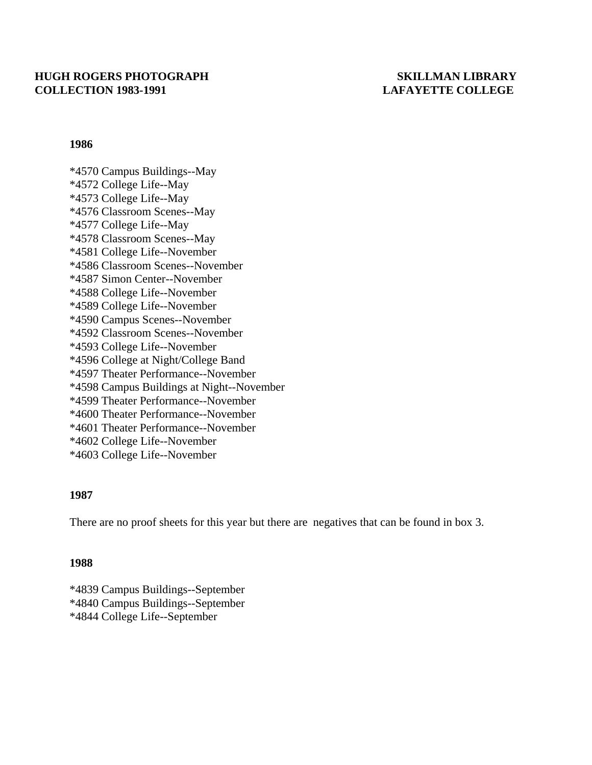### 1986

*4570 Campus Buildings--May
*4572 College Life--May
*4573 College Life--May
*4576 Classroom Scenes--May
*4577 College Life--May
*4578 Classroom Scenes--May
*4581 College Life--November
*4586 Classroom Scenes--November
*4587 Simon Center--November
*4588 College Life--November
*4589 College Life--November
*4590 Campus Scenes--November
*4592 Classroom Scenes--November
*4593 College Life--November
*4596 College at Night/College Band
*4597 Theater Performance--November
*4598 Campus Buildings at Night--November
*4599 Theater Performance--November
*4600 Theater Performance--November
*4601 Theater Performance--November
*4602 College Life--November
*4603 College Life--November

### 1987

There are no proof sheets for this year but there are negatives that can be found in box 3.

### 1988

*4839 Campus Buildings--September
*4840 Campus Buildings--September
*4844 College Life--September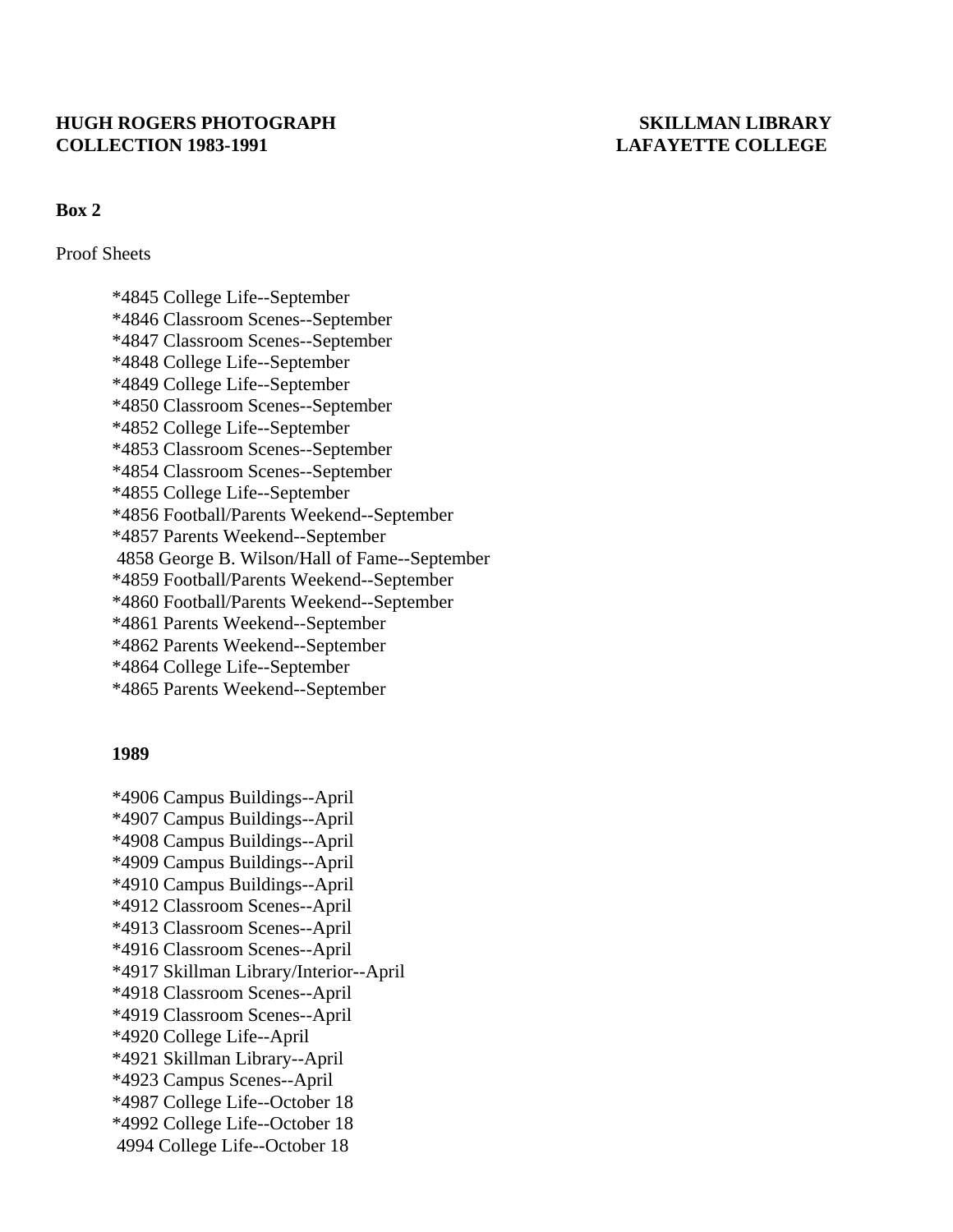**HUGH ROGERS PHOTOGRAPH COLLECTION 1983-1991**

**SKILLMAN LIBRARY LAFAYETTE COLLEGE**

**Box 2**

Proof Sheets

- *4845 College Life--September
- *4846 Classroom Scenes--September
- *4847 Classroom Scenes--September
- *4848 College Life--September
- *4849 College Life--September
- *4850 Classroom Scenes--September
- *4852 College Life--September
- *4853 Classroom Scenes--September
- *4854 Classroom Scenes--September
- *4855 College Life--September
- *4856 Football/Parents Weekend--September
- *4857 Parents Weekend--September
- 4858 George B. Wilson/Hall of Fame--September
- *4859 Football/Parents Weekend--September
- *4860 Football/Parents Weekend--September
- *4861 Parents Weekend--September
- *4862 Parents Weekend--September
- *4864 College Life--September
- *4865 Parents Weekend--September

**1989**

- *4906 Campus Buildings--April
- *4907 Campus Buildings--April
- *4908 Campus Buildings--April
- *4909 Campus Buildings--April
- *4910 Campus Buildings--April
- *4912 Classroom Scenes--April
- *4913 Classroom Scenes--April
- *4916 Classroom Scenes--April
- *4917 Skillman Library/Interior--April
- *4918 Classroom Scenes--April
- *4919 Classroom Scenes--April
- *4920 College Life--April
- *4921 Skillman Library--April
- *4923 Campus Scenes--April
- *4987 College Life--October 18
- *4992 College Life--October 18
- 4994 College Life--October 18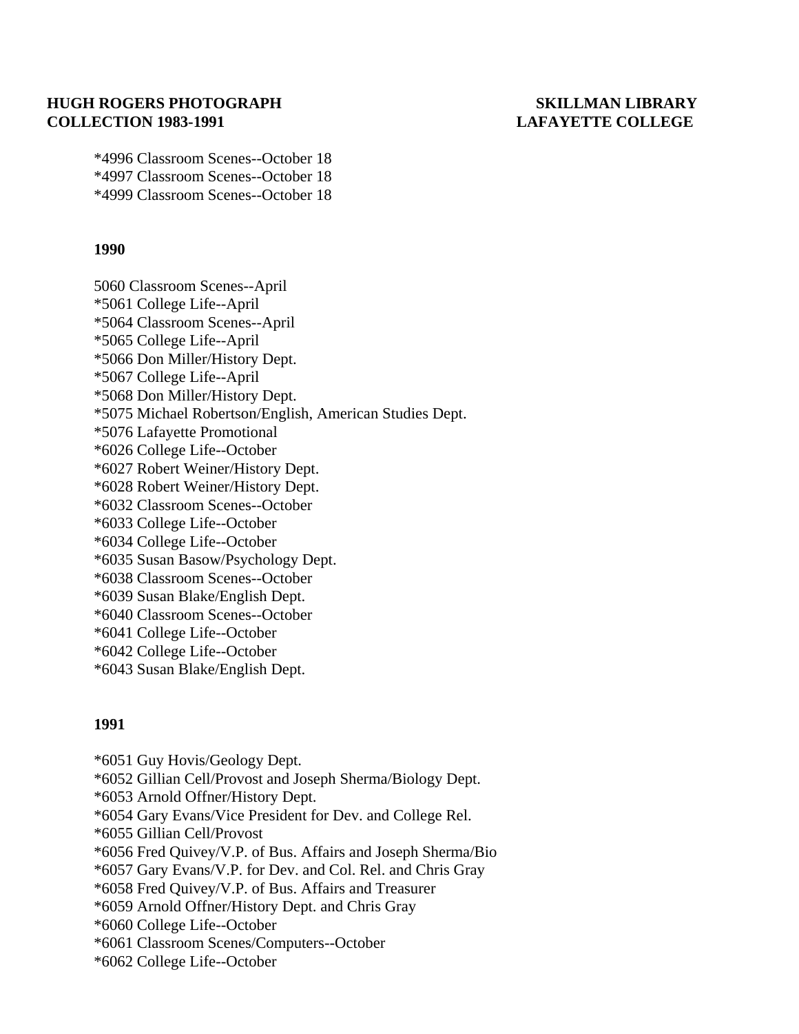*4996 Classroom Scenes--October 18
*4997 Classroom Scenes--October 18
*4999 Classroom Scenes--October 18

**1990**

5060 Classroom Scenes--April
*5061 College Life--April
*5064 Classroom Scenes--April
*5065 College Life--April
*5066 Don Miller/History Dept.
*5067 College Life--April
*5068 Don Miller/History Dept.
*5075 Michael Robertson/English, American Studies Dept.
*5076 Lafayette Promotional
*6026 College Life--October
*6027 Robert Weiner/History Dept.
*6028 Robert Weiner/History Dept.
*6032 Classroom Scenes--October
*6033 College Life--October
*6034 College Life--October
*6035 Susan Basow/Psychology Dept.
*6038 Classroom Scenes--October
*6039 Susan Blake/English Dept.
*6040 Classroom Scenes--October
*6041 College Life--October
*6042 College Life--October
*6043 Susan Blake/English Dept.

**1991**

*6051 Guy Hovis/Geology Dept.
*6052 Gillian Cell/Provost and Joseph Sherma/Biology Dept.
*6053 Arnold Offner/History Dept.
*6054 Gary Evans/Vice President for Dev. and College Rel.
*6055 Gillian Cell/Provost
*6056 Fred Quivey/V.P. of Bus. Affairs and Joseph Sherma/Bio
*6057 Gary Evans/V.P. for Dev. and Col. Rel. and Chris Gray
*6058 Fred Quivey/V.P. of Bus. Affairs and Treasurer
*6059 Arnold Offner/History Dept. and Chris Gray
*6060 College Life--October
*6061 Classroom Scenes/Computers--October
*6062 College Life--October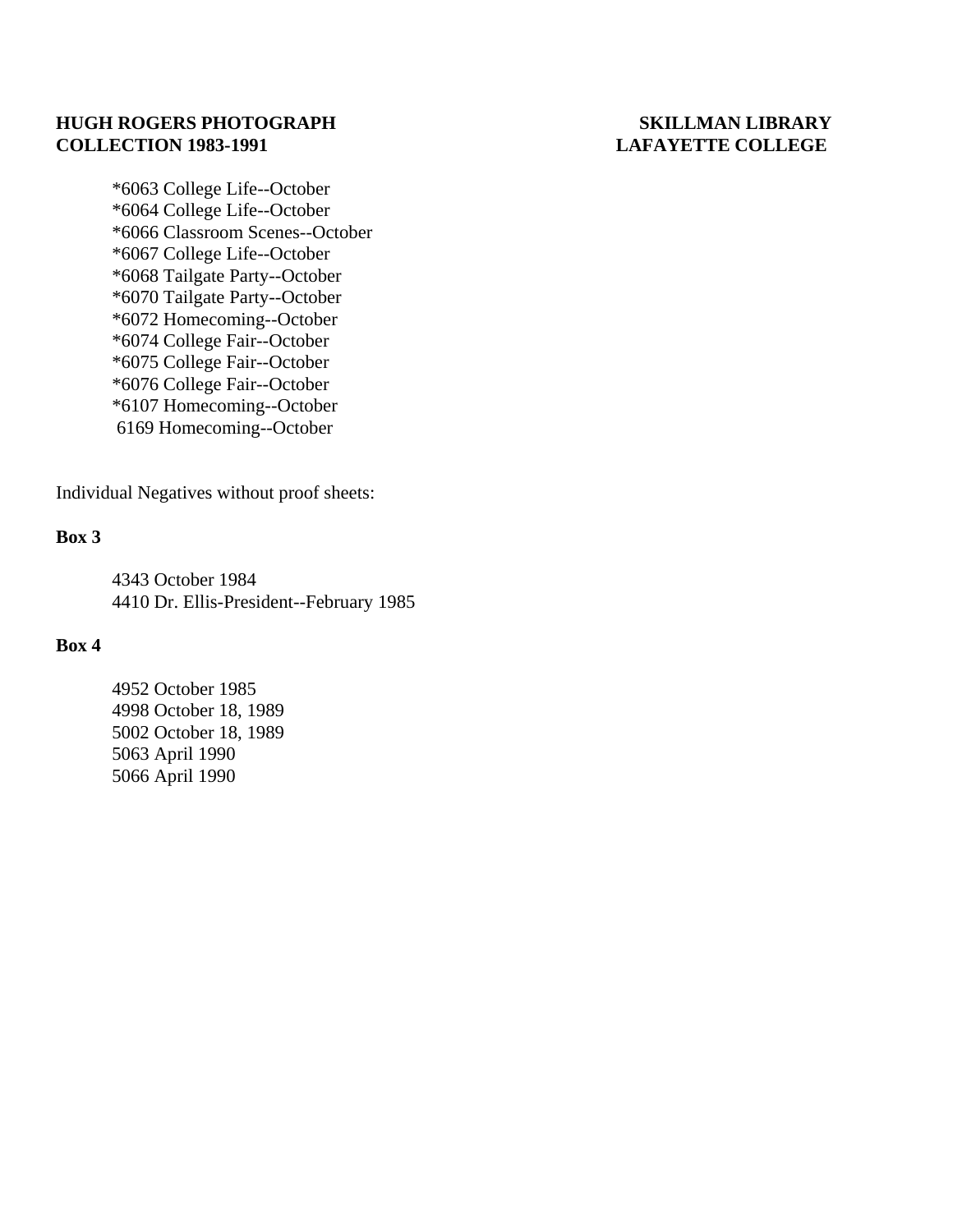*6063 College Life--October
*6064 College Life--October
*6066 Classroom Scenes--October
*6067 College Life--October
*6068 Tailgate Party--October
*6070 Tailgate Party--October
*6072 Homecoming--October
*6074 College Fair--October
*6075 College Fair--October
*6076 College Fair--October
*6107 Homecoming--October
6169 Homecoming--October

Individual Negatives without proof sheets:

**Box 3**

4343 October 1984
4410 Dr. Ellis-President--February 1985

**Box 4**

4952 October 1985
4998 October 18, 1989
5002 October 18, 1989
5063 April 1990
5066 April 1990